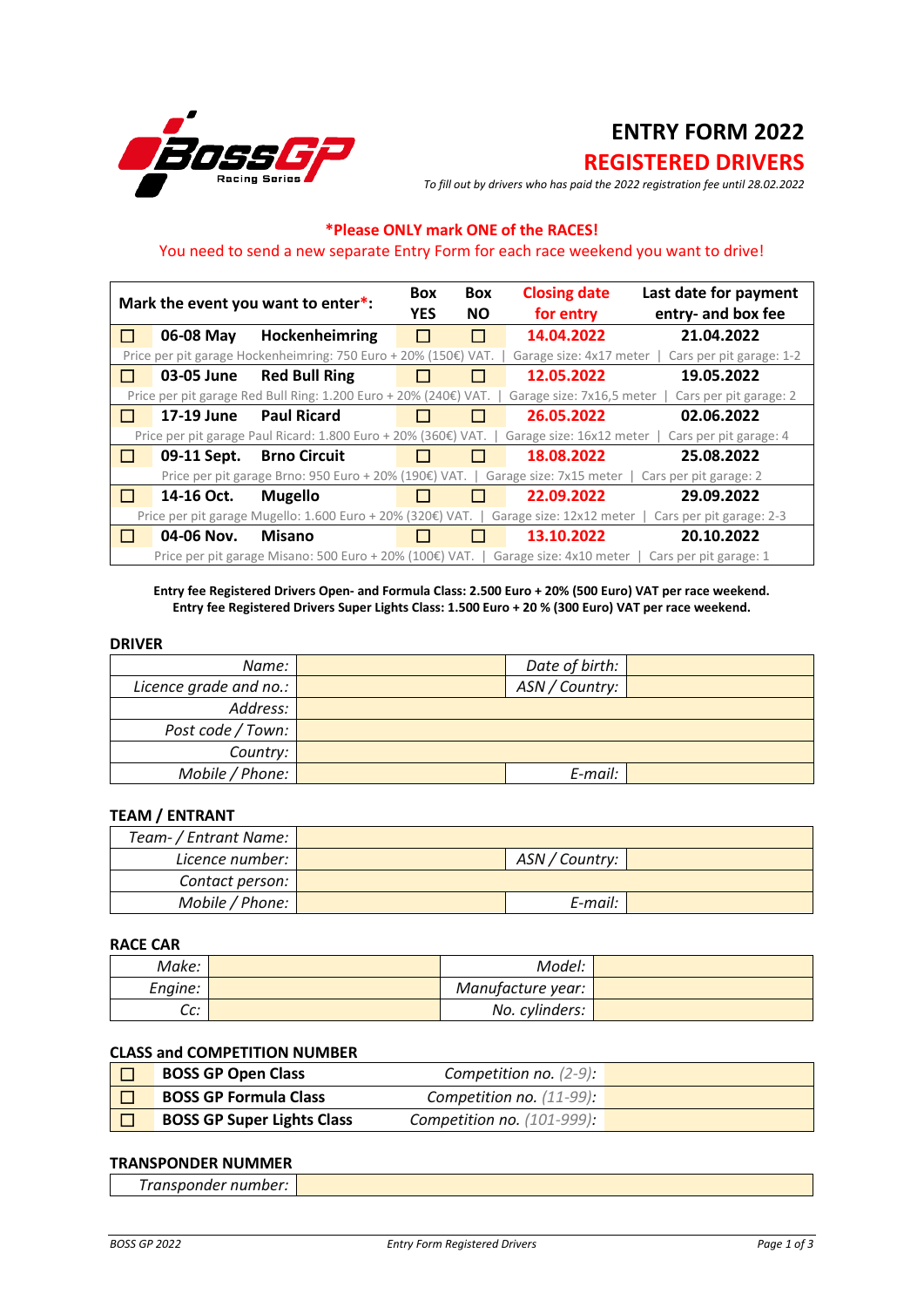# ENTRY FORM 2022

## REGISTERED DRIVERS

*To fill out by drivers who has paid the 2022 registration fee until 28.02.2022*

**\*Please ONLY mark ONE of the RACES!**

You need to send a new separate Entry Form for each race weekend you want to drive!

| Mark the event you want to enter*: | | | Box YES | Box NO | Closing date for entry | Last date for payment entry- and box fee |
|---|---|---|---|---|---|---|
| ☐ | **06-08 May** | **Hockenheimring** | ☐ | ☐ | **14.04.2022** | **21.04.2022** |
| Price per pit garage Hockenheimring: 750 Euro + 20% (150€) VAT. \| Garage size: 4x17 meter \| Cars per pit garage: 1-2 | | | | | | |
| ☐ | **03-05 June** | **Red Bull Ring** | ☐ | ☐ | **12.05.2022** | **19.05.2022** |
| Price per pit garage Red Bull Ring: 1.200 Euro + 20% (240€) VAT. \| Garage size: 7x16,5 meter \| Cars per pit garage: 2 | | | | | | |
| ☐ | **17-19 June** | **Paul Ricard** | ☐ | ☐ | **26.05.2022** | **02.06.2022** |
| Price per pit garage Paul Ricard: 1.800 Euro + 20% (360€) VAT. \| Garage size: 16x12 meter \| Cars per pit garage: 4 | | | | | | |
| ☐ | **09-11 Sept.** | **Brno Circuit** | ☐ | ☐ | **18.08.2022** | **25.08.2022** |
| Price per pit garage Brno: 950 Euro + 20% (190€) VAT. \| Garage size: 7x15 meter \| Cars per pit garage: 2 | | | | | | |
| ☐ | **14-16 Oct.** | **Mugello** | ☐ | ☐ | **22.09.2022** | **29.09.2022** |
| Price per pit garage Mugello: 1.600 Euro + 20% (320€) VAT. \| Garage size: 12x12 meter \| Cars per pit garage: 2-3 | | | | | | |
| ☐ | **04-06 Nov.** | **Misano** | ☐ | ☐ | **13.10.2022** | **20.10.2022** |
| Price per pit garage Misano: 500 Euro + 20% (100€) VAT. \| Garage size: 4x10 meter \| Cars per pit garage: 1 | | | | | | |

**Entry fee Registered Drivers Open- and Formula Class: 2.500 Euro + 20% (500 Euro) VAT per race weekend.**
**Entry fee Registered Drivers Super Lights Class: 1.500 Euro + 20 % (300 Euro) VAT per race weekend.**

### DRIVER

| *Name:* | | *Date of birth:* | |
|---|---|---|---|
| *Licence grade and no.:* | | *ASN / Country:* | |
| *Address:* | | | |
| *Post code / Town:* | | | |
| *Country:* | | | |
| *Mobile / Phone:* | | *E-mail:* | |

### TEAM / ENTRANT

| *Team- / Entrant Name:* | | | |
|---|---|---|---|
| *Licence number:* | | *ASN / Country:* | |
| *Contact person:* | | | |
| *Mobile / Phone:* | | *E-mail:* | |

### RACE CAR

| *Make:* | | *Model:* | |
|---|---|---|---|
| *Engine:* | | *Manufacture year:* | |
| *Cc:* | | *No. cylinders:* | |

### CLASS and COMPETITION NUMBER

| | | | |
|---|---|---|---|
| ☐ | **BOSS GP Open Class** | *Competition no. (2-9):* | |
| ☐ | **BOSS GP Formula Class** | *Competition no. (11-99):* | |
| ☐ | **BOSS GP Super Lights Class** | *Competition no. (101-999):* | |

### TRANSPONDER NUMMER

| *Transponder number:* | |
|---|---|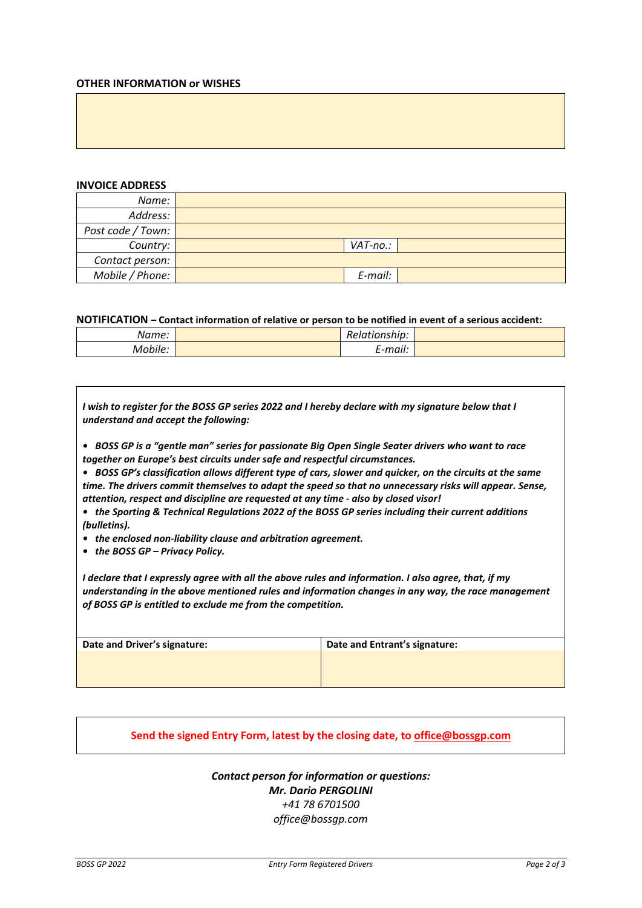## OTHER INFORMATION or WISHES

| |
|---|
| |

## INVOICE ADDRESS

| | | | |
|---|---|---|---|
| *Name:* | | | |
| *Address:* | | | |
| *Post code / Town:* | | | |
| *Country:* | | *VAT-no.:* | |
| *Contact person:* | | | |
| *Mobile / Phone:* | | *E-mail:* | |

**NOTIFICATION – Contact information of relative or person to be notified in event of a serious accident:**

| | | | |
|---|---|---|---|
| *Name:* | | *Relationship:* | |
| *Mobile:* | | *E-mail:* | |

***I wish to register for the BOSS GP series 2022 and I hereby declare with my signature below that I understand and accept the following:***

- ***BOSS GP is a "gentle man" series for passionate Big Open Single Seater drivers who want to race together on Europe's best circuits under safe and respectful circumstances.***
- ***BOSS GP's classification allows different type of cars, slower and quicker, on the circuits at the same time. The drivers commit themselves to adapt the speed so that no unnecessary risks will appear. Sense, attention, respect and discipline are requested at any time - also by closed visor!***
- ***the Sporting & Technical Regulations 2022 of the BOSS GP series including their current additions (bulletins).***
- ***the enclosed non-liability clause and arbitration agreement.***
- ***the BOSS GP – Privacy Policy.***

***I declare that I expressly agree with all the above rules and information. I also agree, that, if my understanding in the above mentioned rules and information changes in any way, the race management of BOSS GP is entitled to exclude me from the competition.***

| **Date and Driver's signature:** | **Date and Entrant's signature:** |
|---|---|
| | |

**Send the signed Entry Form, latest by the closing date, to office@bossgp.com**

***Contact person for information or questions:***
***Mr. Dario PERGOLINI***
*+41 78 6701500*
*office@bossgp.com*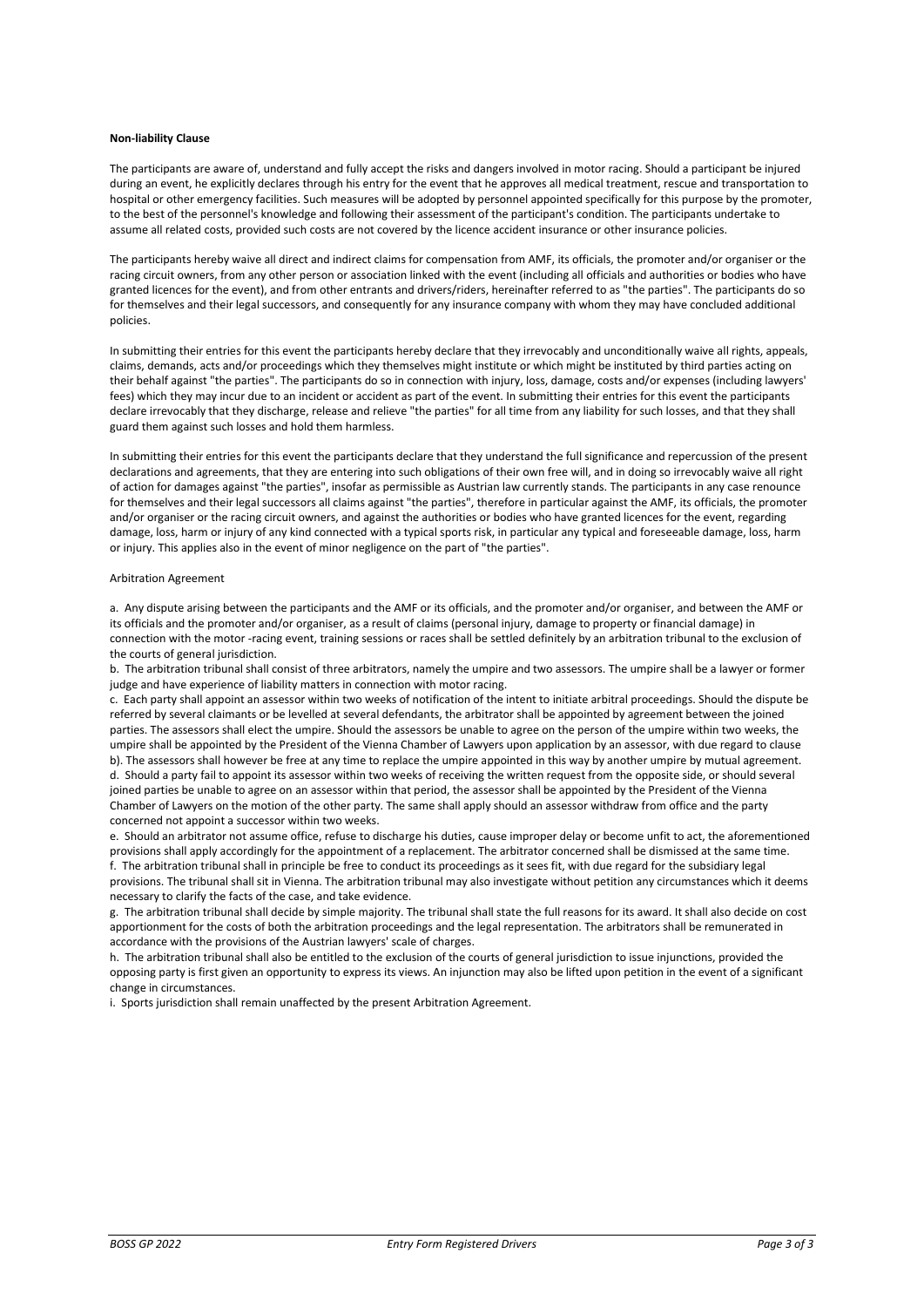**Non-liability Clause**

The participants are aware of, understand and fully accept the risks and dangers involved in motor racing. Should a participant be injured during an event, he explicitly declares through his entry for the event that he approves all medical treatment, rescue and transportation to hospital or other emergency facilities. Such measures will be adopted by personnel appointed specifically for this purpose by the promoter, to the best of the personnel's knowledge and following their assessment of the participant's condition. The participants undertake to assume all related costs, provided such costs are not covered by the licence accident insurance or other insurance policies.

The participants hereby waive all direct and indirect claims for compensation from AMF, its officials, the promoter and/or organiser or the racing circuit owners, from any other person or association linked with the event (including all officials and authorities or bodies who have granted licences for the event), and from other entrants and drivers/riders, hereinafter referred to as "the parties". The participants do so for themselves and their legal successors, and consequently for any insurance company with whom they may have concluded additional policies.

In submitting their entries for this event the participants hereby declare that they irrevocably and unconditionally waive all rights, appeals, claims, demands, acts and/or proceedings which they themselves might institute or which might be instituted by third parties acting on their behalf against "the parties". The participants do so in connection with injury, loss, damage, costs and/or expenses (including lawyers' fees) which they may incur due to an incident or accident as part of the event. In submitting their entries for this event the participants declare irrevocably that they discharge, release and relieve "the parties" for all time from any liability for such losses, and that they shall guard them against such losses and hold them harmless.

In submitting their entries for this event the participants declare that they understand the full significance and repercussion of the present declarations and agreements, that they are entering into such obligations of their own free will, and in doing so irrevocably waive all right of action for damages against "the parties", insofar as permissible as Austrian law currently stands. The participants in any case renounce for themselves and their legal successors all claims against "the parties", therefore in particular against the AMF, its officials, the promoter and/or organiser or the racing circuit owners, and against the authorities or bodies who have granted licences for the event, regarding damage, loss, harm or injury of any kind connected with a typical sports risk, in particular any typical and foreseeable damage, loss, harm or injury. This applies also in the event of minor negligence on the part of "the parties".

Arbitration Agreement

a. Any dispute arising between the participants and the AMF or its officials, and the promoter and/or organiser, and between the AMF or its officials and the promoter and/or organiser, as a result of claims (personal injury, damage to property or financial damage) in connection with the motor -racing event, training sessions or races shall be settled definitely by an arbitration tribunal to the exclusion of the courts of general jurisdiction.

b. The arbitration tribunal shall consist of three arbitrators, namely the umpire and two assessors. The umpire shall be a lawyer or former judge and have experience of liability matters in connection with motor racing.

c. Each party shall appoint an assessor within two weeks of notification of the intent to initiate arbitral proceedings. Should the dispute be referred by several claimants or be levelled at several defendants, the arbitrator shall be appointed by agreement between the joined parties. The assessors shall elect the umpire. Should the assessors be unable to agree on the person of the umpire within two weeks, the umpire shall be appointed by the President of the Vienna Chamber of Lawyers upon application by an assessor, with due regard to clause b). The assessors shall however be free at any time to replace the umpire appointed in this way by another umpire by mutual agreement.

d. Should a party fail to appoint its assessor within two weeks of receiving the written request from the opposite side, or should several joined parties be unable to agree on an assessor within that period, the assessor shall be appointed by the President of the Vienna Chamber of Lawyers on the motion of the other party. The same shall apply should an assessor withdraw from office and the party concerned not appoint a successor within two weeks.

e. Should an arbitrator not assume office, refuse to discharge his duties, cause improper delay or become unfit to act, the aforementioned provisions shall apply accordingly for the appointment of a replacement. The arbitrator concerned shall be dismissed at the same time.

f. The arbitration tribunal shall in principle be free to conduct its proceedings as it sees fit, with due regard for the subsidiary legal provisions. The tribunal shall sit in Vienna. The arbitration tribunal may also investigate without petition any circumstances which it deems necessary to clarify the facts of the case, and take evidence.

g. The arbitration tribunal shall decide by simple majority. The tribunal shall state the full reasons for its award. It shall also decide on cost apportionment for the costs of both the arbitration proceedings and the legal representation. The arbitrators shall be remunerated in accordance with the provisions of the Austrian lawyers' scale of charges.

h. The arbitration tribunal shall also be entitled to the exclusion of the courts of general jurisdiction to issue injunctions, provided the opposing party is first given an opportunity to express its views. An injunction may also be lifted upon petition in the event of a significant change in circumstances.

i. Sports jurisdiction shall remain unaffected by the present Arbitration Agreement.